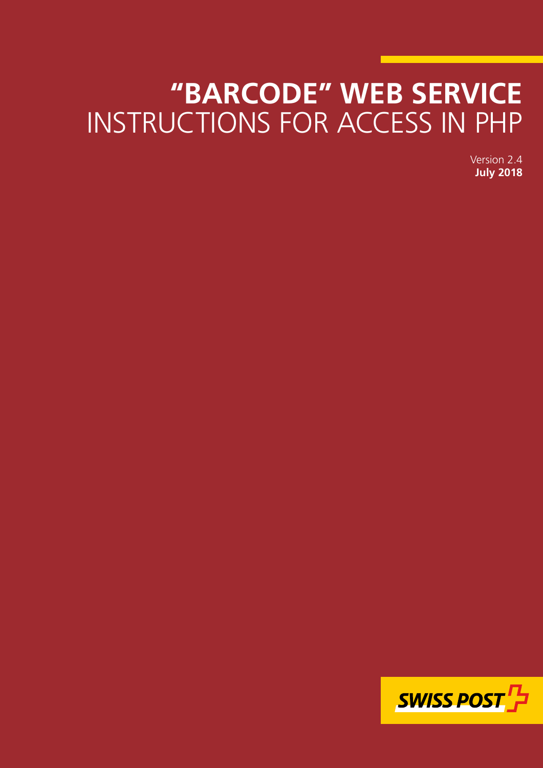# "BARCODE" WEB SERVICE
INSTRUCTIONS FOR ACCESS IN PHP

Version 2.4
**July 2018**

SWISS POST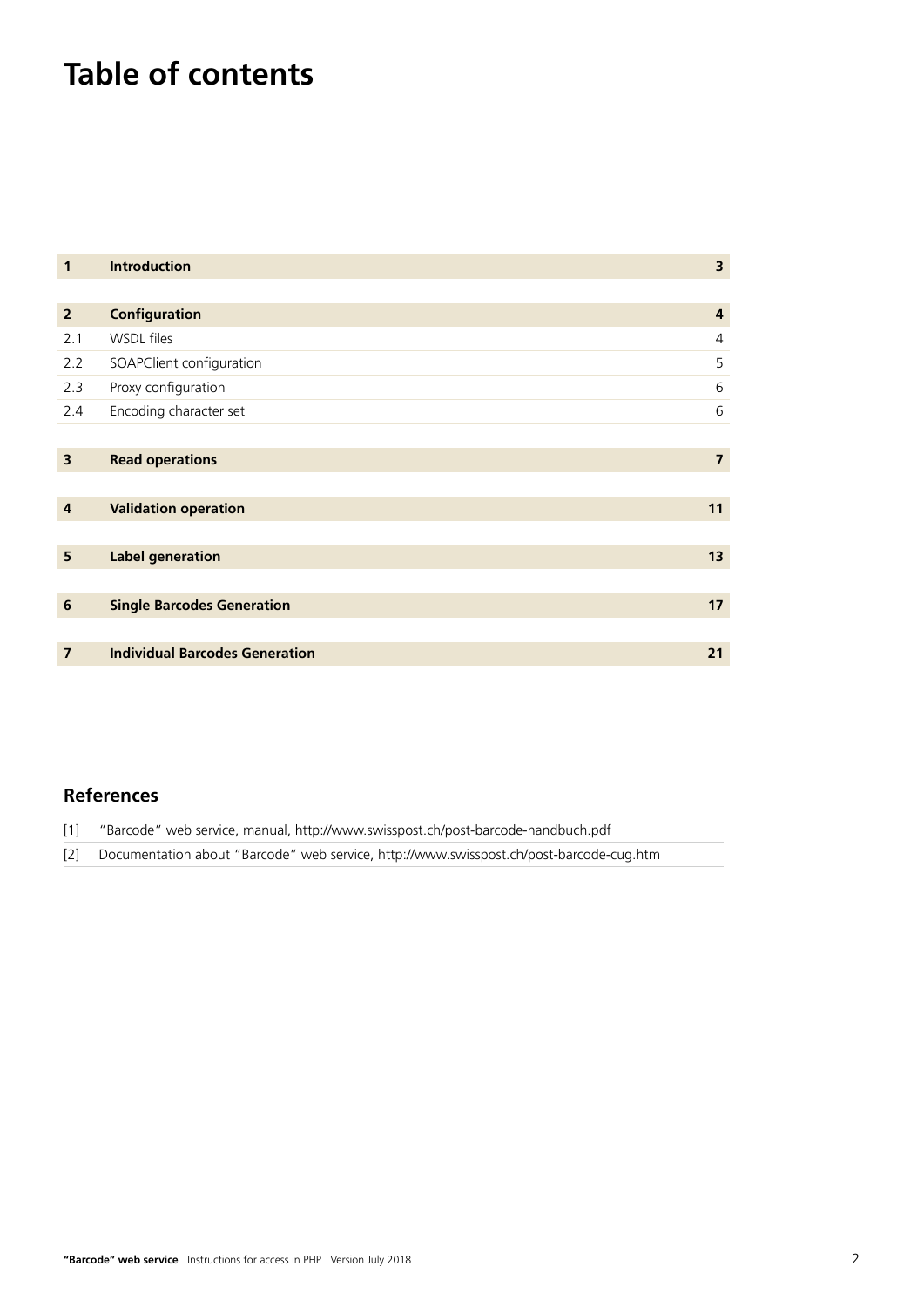# Table of contents

| | | |
|---|---|---|
| **1** | **Introduction** | **3** |
| **2** | **Configuration** | **4** |
| 2.1 | WSDL files | 4 |
| 2.2 | SOAPClient configuration | 5 |
| 2.3 | Proxy configuration | 6 |
| 2.4 | Encoding character set | 6 |
| **3** | **Read operations** | **7** |
| **4** | **Validation operation** | **11** |
| **5** | **Label generation** | **13** |
| **6** | **Single Barcodes Generation** | **17** |
| **7** | **Individual Barcodes Generation** | **21** |

## References

[1] "Barcode" web service, manual, http://www.swisspost.ch/post-barcode-handbuch.pdf

[2] Documentation about "Barcode" web service, http://www.swisspost.ch/post-barcode-cug.htm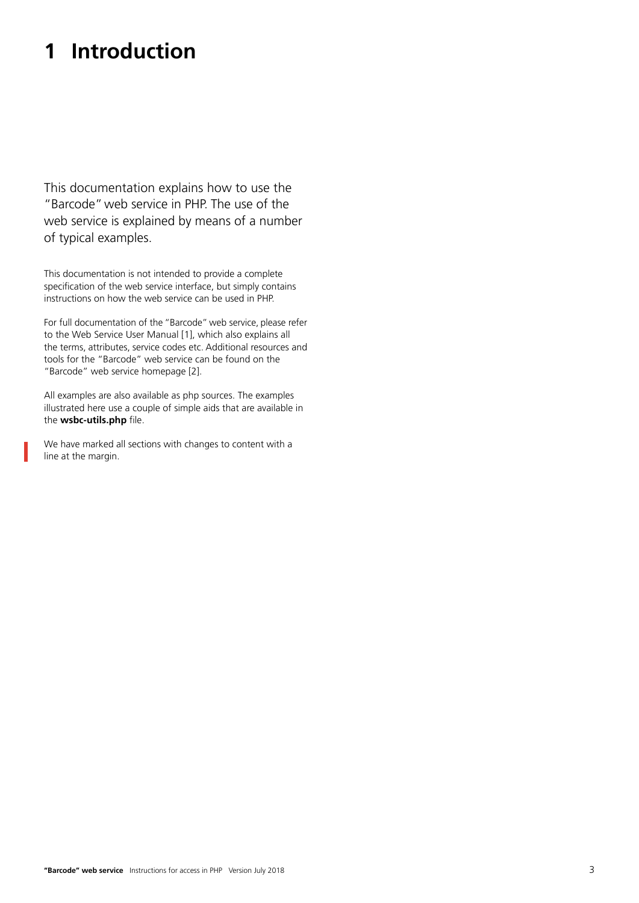# 1 Introduction

This documentation explains how to use the "Barcode" web service in PHP. The use of the web service is explained by means of a number of typical examples.

This documentation is not intended to provide a complete specification of the web service interface, but simply contains instructions on how the web service can be used in PHP.

For full documentation of the "Barcode" web service, please refer to the Web Service User Manual [1], which also explains all the terms, attributes, service codes etc. Additional resources and tools for the "Barcode" web service can be found on the "Barcode" web service homepage [2].

All examples are also available as php sources. The examples illustrated here use a couple of simple aids that are available in the **wsbc-utils.php** file.

We have marked all sections with changes to content with a line at the margin.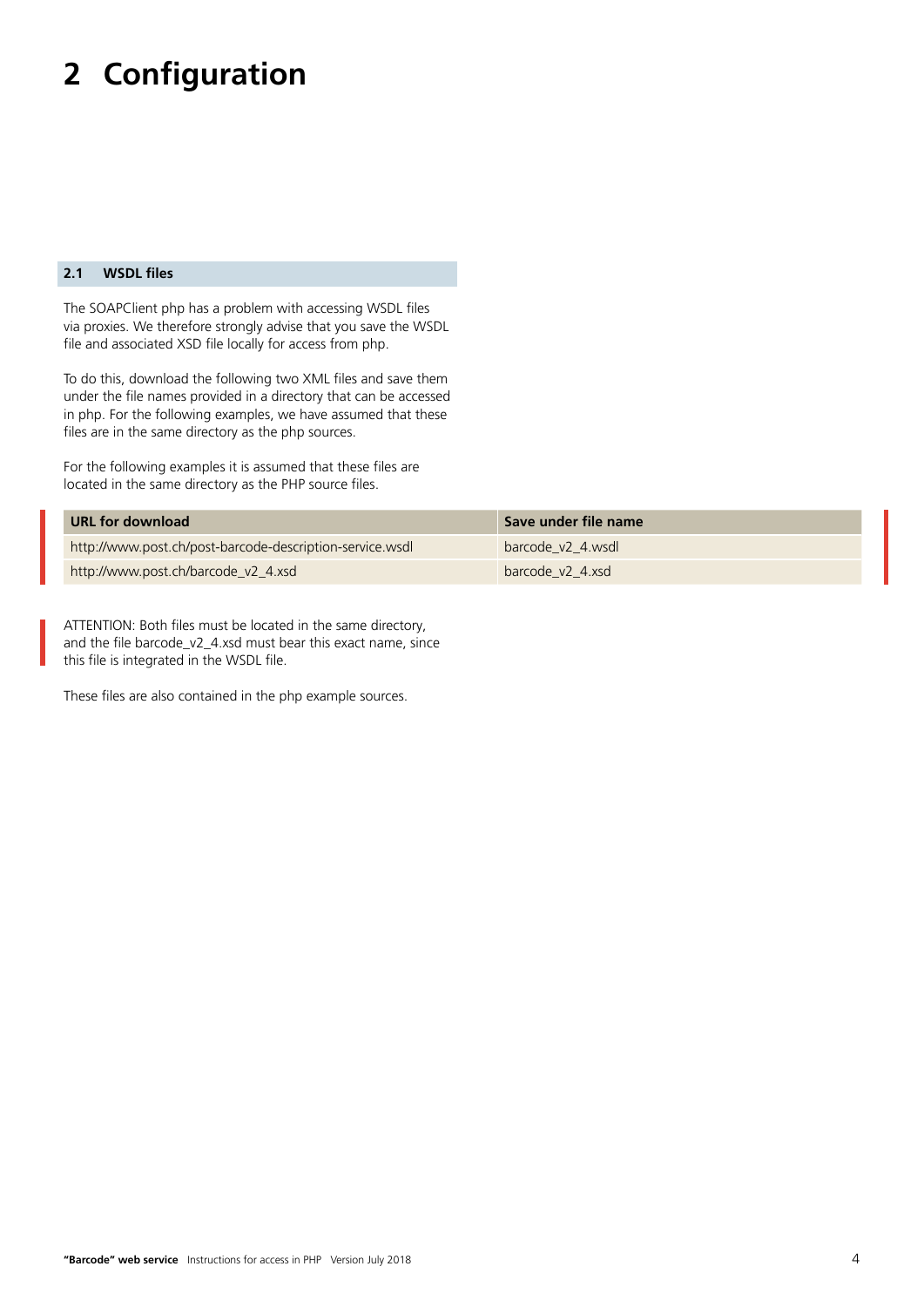# 2 Configuration

## 2.1 WSDL files

The SOAPClient php has a problem with accessing WSDL files via proxies. We therefore strongly advise that you save the WSDL file and associated XSD file locally for access from php.

To do this, download the following two XML files and save them under the file names provided in a directory that can be accessed in php. For the following examples, we have assumed that these files are in the same directory as the php sources.

For the following examples it is assumed that these files are located in the same directory as the PHP source files.

| URL for download | Save under file name |
| --- | --- |
| http://www.post.ch/post-barcode-description-service.wsdl | barcode_v2_4.wsdl |
| http://www.post.ch/barcode_v2_4.xsd | barcode_v2_4.xsd |

ATTENTION: Both files must be located in the same directory, and the file barcode_v2_4.xsd must bear this exact name, since this file is integrated in the WSDL file.

These files are also contained in the php example sources.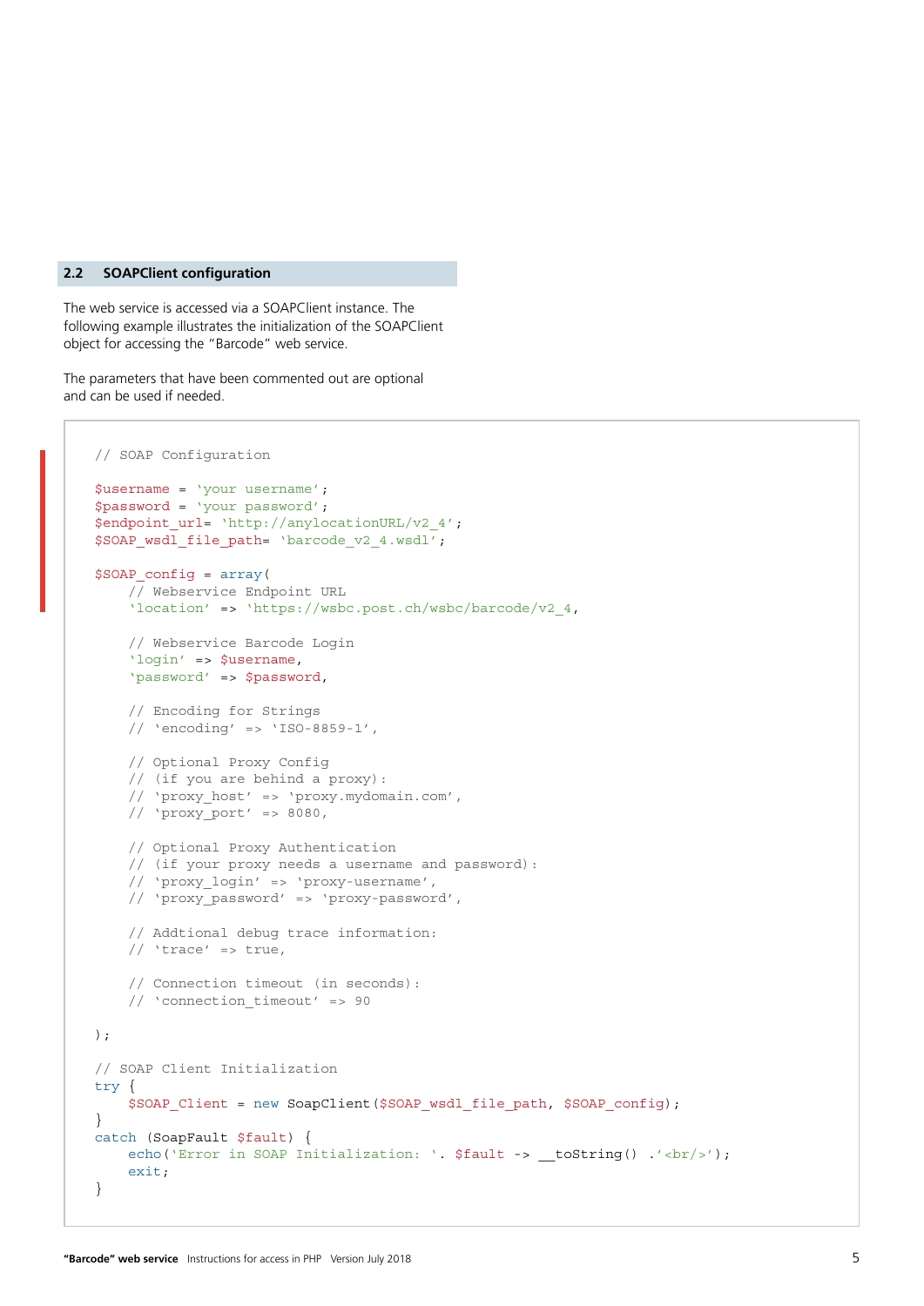## 2.2 SOAPClient configuration

The web service is accessed via a SOAPClient instance. The following example illustrates the initialization of the SOAPClient object for accessing the "Barcode" web service.

The parameters that have been commented out are optional and can be used if needed.

```
// SOAP Configuration

$username = 'your username';
$password = 'your password';
$endpoint_url= 'http://anylocationURL/v2_4';
$SOAP_wsdl_file_path= 'barcode_v2_4.wsdl';

$SOAP_config = array(
    // Webservice Endpoint URL
    'location' => 'https://wsbc.post.ch/wsbc/barcode/v2_4,

    // Webservice Barcode Login
    'login' => $username,
    'password' => $password,

    // Encoding for Strings
    // 'encoding' => 'ISO-8859-1',

    // Optional Proxy Config
    // (if you are behind a proxy):
    // 'proxy_host' => 'proxy.mydomain.com',
    // 'proxy_port' => 8080,

    // Optional Proxy Authentication
    // (if your proxy needs a username and password):
    // 'proxy_login' => 'proxy-username',
    // 'proxy_password' => 'proxy-password',

    // Addtional debug trace information:
    // 'trace' => true,

    // Connection timeout (in seconds):
    // 'connection_timeout' => 90

);

// SOAP Client Initialization
try {
    $SOAP_Client = new SoapClient($SOAP_wsdl_file_path, $SOAP_config);
}
catch (SoapFault $fault) {
    echo('Error in SOAP Initialization: '. $fault -> __toString() .'<br/>');
    exit;
}
```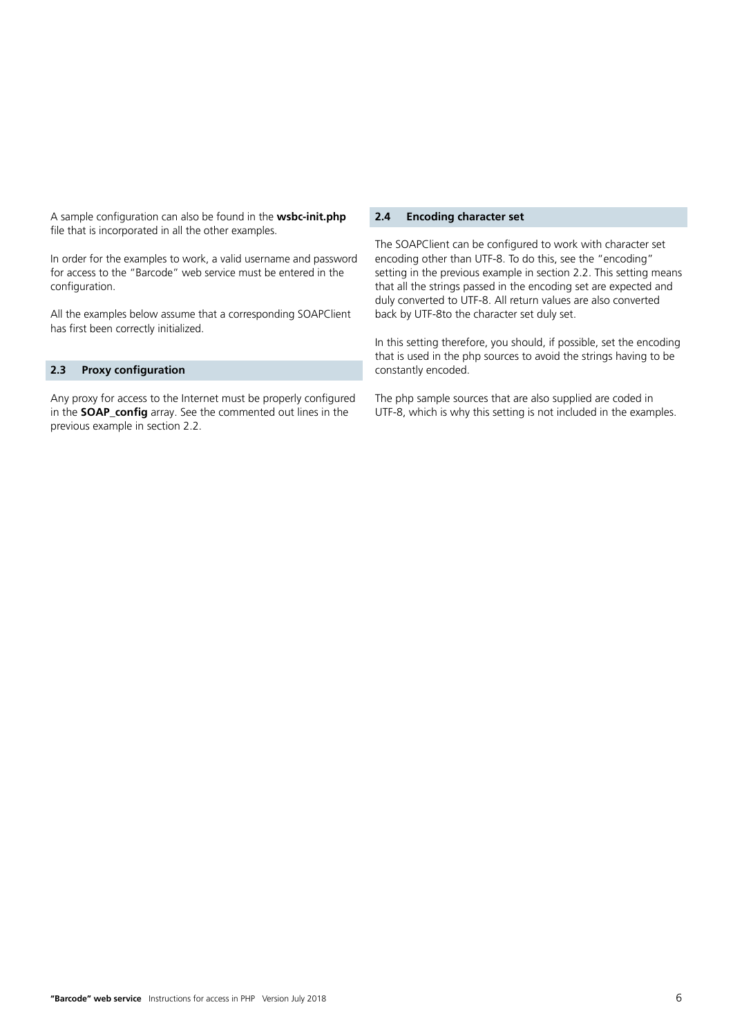A sample configuration can also be found in the **wsbc-init.php** file that is incorporated in all the other examples.

In order for the examples to work, a valid username and password for access to the "Barcode" web service must be entered in the configuration.

All the examples below assume that a corresponding SOAPClient has first been correctly initialized.

## 2.3 Proxy configuration

Any proxy for access to the Internet must be properly configured in the **SOAP_config** array. See the commented out lines in the previous example in section 2.2.

## 2.4 Encoding character set

The SOAPClient can be configured to work with character set encoding other than UTF-8. To do this, see the "encoding" setting in the previous example in section 2.2. This setting means that all the strings passed in the encoding set are expected and duly converted to UTF-8. All return values are also converted back by UTF-8to the character set duly set.

In this setting therefore, you should, if possible, set the encoding that is used in the php sources to avoid the strings having to be constantly encoded.

The php sample sources that are also supplied are coded in UTF-8, which is why this setting is not included in the examples.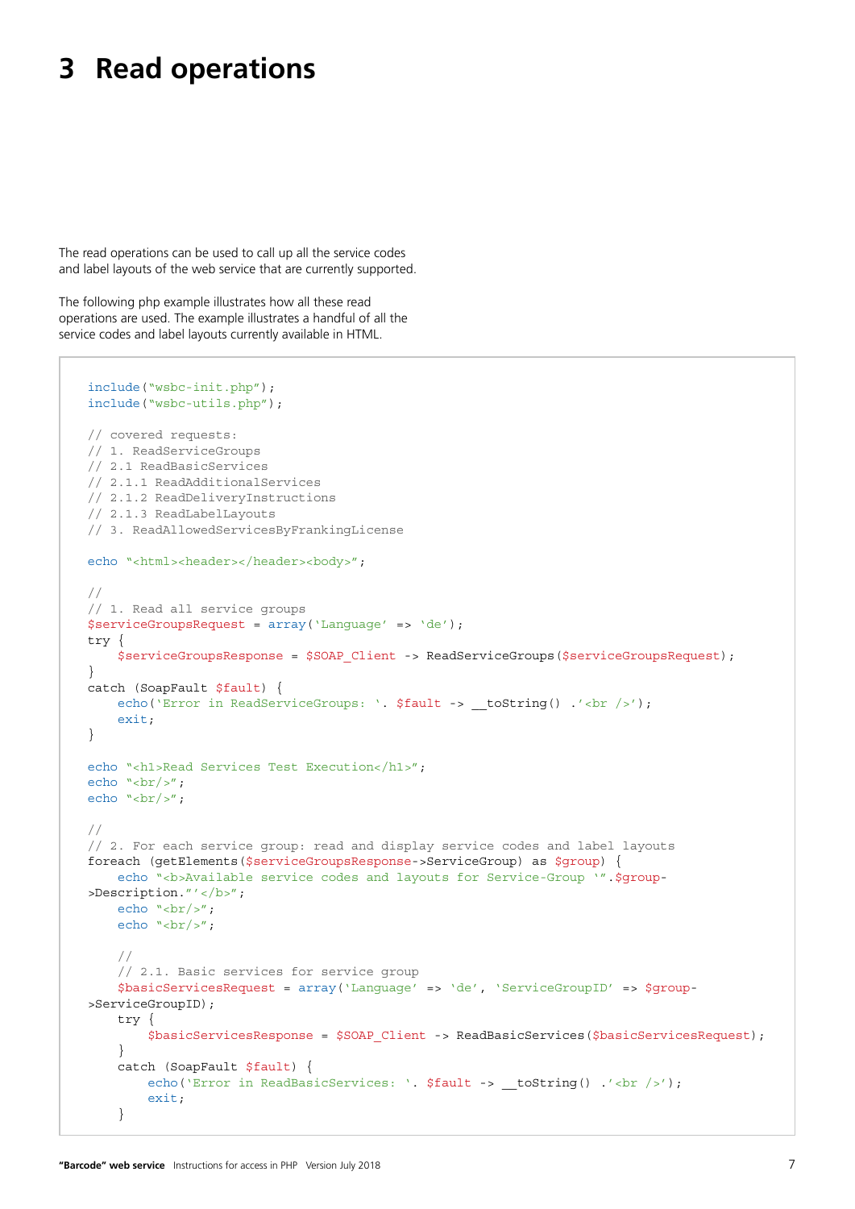# 3 Read operations

The read operations can be used to call up all the service codes and label layouts of the web service that are currently supported.

The following php example illustrates how all these read operations are used. The example illustrates a handful of all the service codes and label layouts currently available in HTML.

```
include("wsbc-init.php");
include("wsbc-utils.php");

// covered requests:
// 1. ReadServiceGroups
// 2.1 ReadBasicServices
// 2.1.1 ReadAdditionalServices
// 2.1.2 ReadDeliveryInstructions
// 2.1.3 ReadLabelLayouts
// 3. ReadAllowedServicesByFrankingLicense

echo "<html><header></header><body>";

//
// 1. Read all service groups
$serviceGroupsRequest = array('Language' => 'de');
try {
    $serviceGroupsResponse = $SOAP_Client -> ReadServiceGroups($serviceGroupsRequest);
}
catch (SoapFault $fault) {
    echo('Error in ReadServiceGroups: '. $fault -> __toString() .'<br />');
    exit;
}

echo "<h1>Read Services Test Execution</h1>";
echo "<br/>";
echo "<br/>";

//
// 2. For each service group: read and display service codes and label layouts
foreach (getElements($serviceGroupsResponse->ServiceGroup) as $group) {
    echo "<b>Available service codes and layouts for Service-Group '".$group-
>Description."'</b>";
    echo "<br/>";
    echo "<br/>";

    //
    // 2.1. Basic services for service group
    $basicServicesRequest = array('Language' => 'de', 'ServiceGroupID' => $group-
>ServiceGroupID);
    try {
        $basicServicesResponse = $SOAP_Client -> ReadBasicServices($basicServicesRequest);
    }
    catch (SoapFault $fault) {
        echo('Error in ReadBasicServices: '. $fault -> __toString() .'<br />');
        exit;
    }
```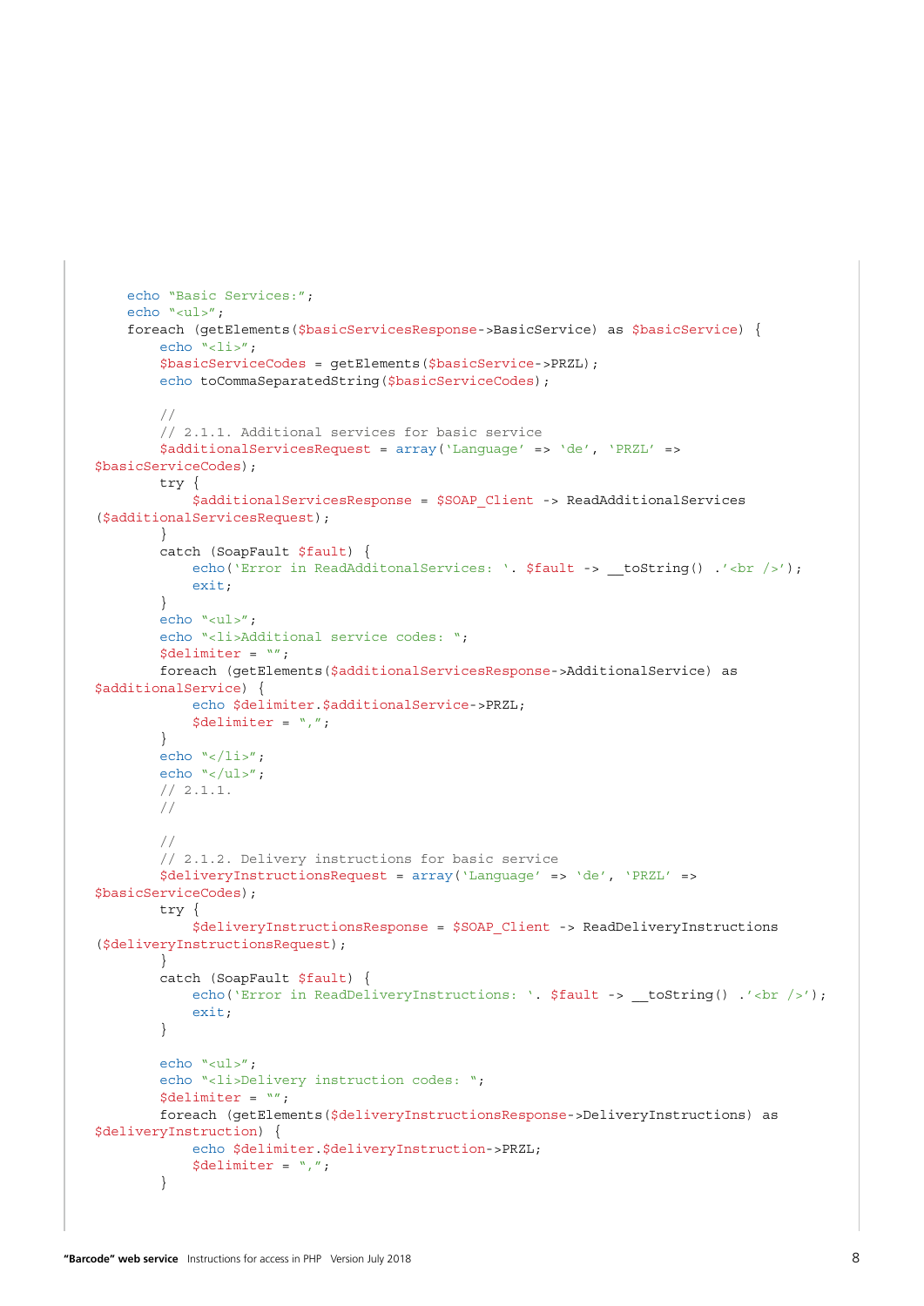```
    echo "Basic Services:";
    echo "<ul>";
    foreach (getElements($basicServicesResponse->BasicService) as $basicService) {
        echo "<li>";
        $basicServiceCodes = getElements($basicService->PRZL);
        echo toCommaSeparatedString($basicServiceCodes);

        //
        // 2.1.1. Additional services for basic service
        $additionalServicesRequest = array('Language' => 'de', 'PRZL' =>
$basicServiceCodes);
        try {
            $additionalServicesResponse = $SOAP_Client -> ReadAdditionalServices
($additionalServicesRequest);
        }
        catch (SoapFault $fault) {
            echo('Error in ReadAdditonalServices: '. $fault -> __toString() .'<br />');
            exit;
        }
        echo "<ul>";
        echo "<li>Additional service codes: ";
        $delimiter = "";
        foreach (getElements($additionalServicesResponse->AdditionalService) as
$additionalService) {
            echo $delimiter.$additionalService->PRZL;
            $delimiter = ",";
        }
        echo "</li>";
        echo "</ul>";
        // 2.1.1.
        //

        //
        // 2.1.2. Delivery instructions for basic service
        $deliveryInstructionsRequest = array('Language' => 'de', 'PRZL' =>
$basicServiceCodes);
        try {
            $deliveryInstructionsResponse = $SOAP_Client -> ReadDeliveryInstructions
($deliveryInstructionsRequest);
        }
        catch (SoapFault $fault) {
            echo('Error in ReadDeliveryInstructions: '. $fault -> __toString() .'<br />');
            exit;
        }

        echo "<ul>";
        echo "<li>Delivery instruction codes: ";
        $delimiter = "";
        foreach (getElements($deliveryInstructionsResponse->DeliveryInstructions) as
$deliveryInstruction) {
            echo $delimiter.$deliveryInstruction->PRZL;
            $delimiter = ",";
        }
```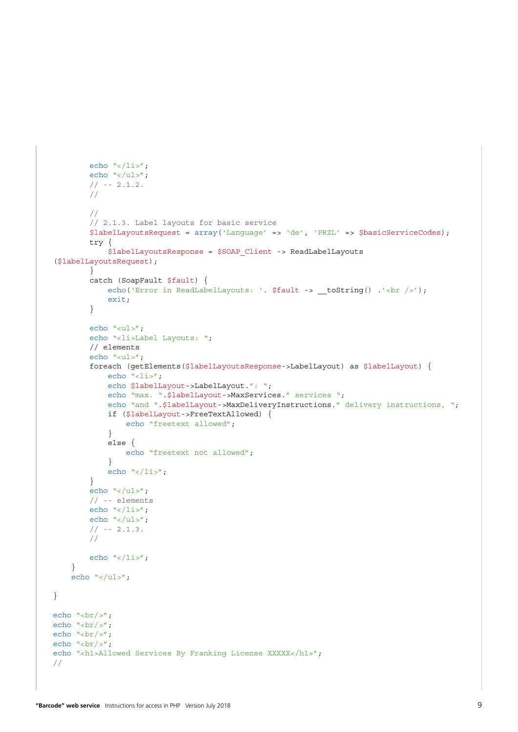```
        echo "</li>";
        echo "</ul>";
        // -- 2.1.2.
        //

        //
        // 2.1.3. Label layouts for basic service
        $labelLayoutsRequest = array('Language' => 'de', 'PRZL' => $basicServiceCodes);
        try {
            $labelLayoutsResponse = $SOAP_Client -> ReadLabelLayouts
($labelLayoutsRequest);
        }
        catch (SoapFault $fault) {
            echo('Error in ReadLabelLayouts: '. $fault -> __toString() .'<br />');
            exit;
        }

        echo "<ul>";
        echo "<li>Label Layouts: ";
        // elements
        echo "<ul>";
        foreach (getElements($labelLayoutsResponse->LabelLayout) as $labelLayout) {
            echo "<li>";
            echo $labelLayout->LabelLayout.": ";
            echo "max. ".$labelLayout->MaxServices." services ";
            echo "and ".$labelLayout->MaxDeliveryInstructions." delivery instructions, ";
            if ($labelLayout->FreeTextAllowed) {
                echo "freetext allowed";
            }
            else {
                echo "freetext not allowed";
            }
            echo "</li>";
        }
        echo "</ul>";
        // -- elements
        echo "</li>";
        echo "</ul>";
        // -- 2.1.3.
        //

        echo "</li>";
    }
    echo "</ul>";

}

echo "<br/>";
echo "<br/>";
echo "<br/>";
echo "<br/>";
echo "<h1>Allowed Services By Franking License XXXXX</h1>";
//
```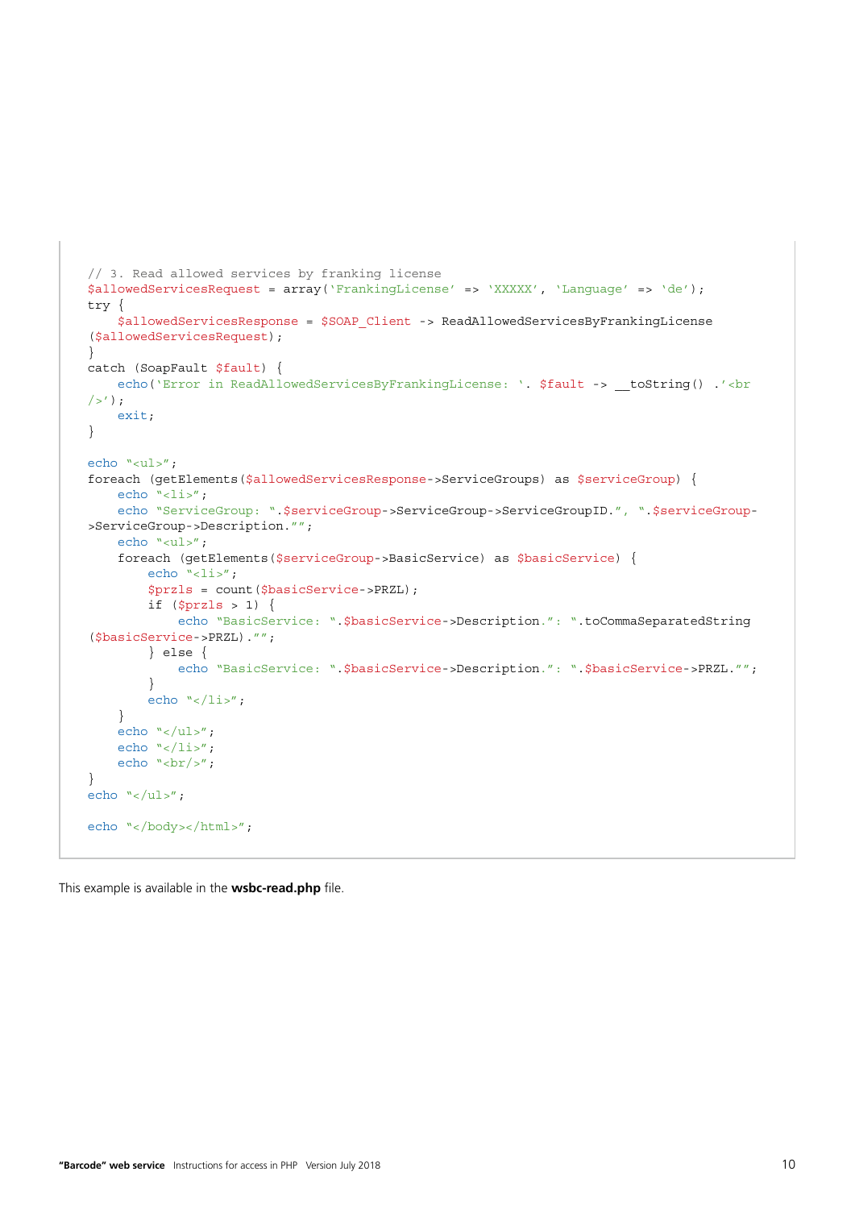```
// 3. Read allowed services by franking license
$allowedServicesRequest = array('FrankingLicense' => 'XXXXX', 'Language' => 'de');
try {
    $allowedServicesResponse = $SOAP_Client -> ReadAllowedServicesByFrankingLicense
($allowedServicesRequest);
}
catch (SoapFault $fault) {
    echo('Error in ReadAllowedServicesByFrankingLicense: '. $fault -> __toString() .'<br
/>');
    exit;
}

echo "<ul>";
foreach (getElements($allowedServicesResponse->ServiceGroups) as $serviceGroup) {
    echo "<li>";
    echo "ServiceGroup: ".$serviceGroup->ServiceGroup->ServiceGroupID.", ".$serviceGroup-
>ServiceGroup->Description."";
    echo "<ul>";
    foreach (getElements($serviceGroup->BasicService) as $basicService) {
        echo "<li>";
        $przls = count($basicService->PRZL);
        if ($przls > 1) {
            echo "BasicService: ".$basicService->Description.": ".toCommaSeparatedString
($basicService->PRZL)."";
        } else {
            echo "BasicService: ".$basicService->Description.": ".$basicService->PRZL."";
        }
        echo "</li>";
    }
    echo "</ul>";
    echo "</li>";
    echo "<br/>";
}
echo "</ul>";

echo "</body></html>";
```

This example is available in the **wsbc-read.php** file.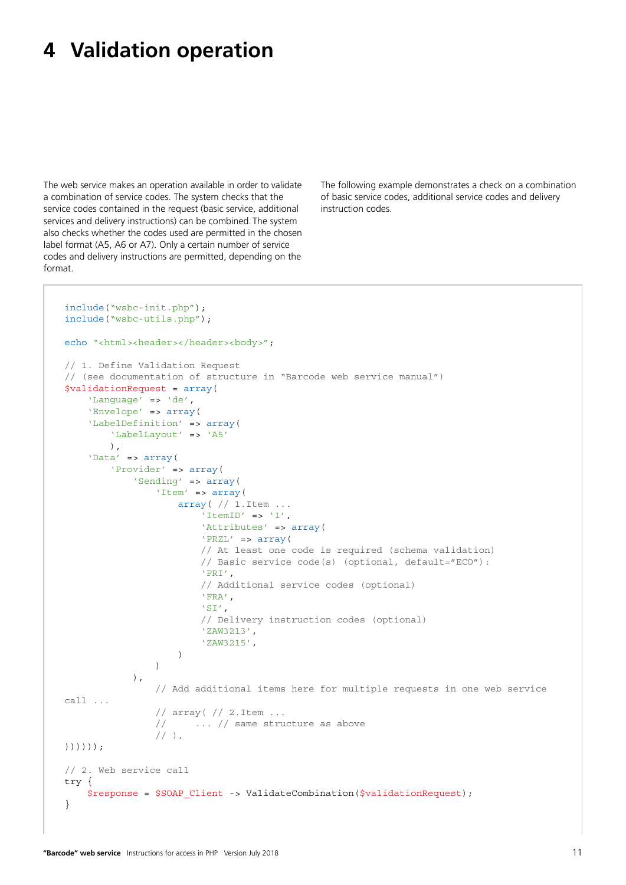# 4 Validation operation

The web service makes an operation available in order to validate a combination of service codes. The system checks that the service codes contained in the request (basic service, additional services and delivery instructions) can be combined. The system also checks whether the codes used are permitted in the chosen label format (A5, A6 or A7). Only a certain number of service codes and delivery instructions are permitted, depending on the format.

The following example demonstrates a check on a combination of basic service codes, additional service codes and delivery instruction codes.

```
include("wsbc-init.php");
include("wsbc-utils.php");

echo "<html><header></header><body>";

// 1. Define Validation Request
// (see documentation of structure in "Barcode web service manual")
$validationRequest = array(
    'Language' => 'de',
    'Envelope' => array(
    'LabelDefinition' => array(
        'LabelLayout' => 'A5'
        ),
    'Data' => array(
        'Provider' => array(
            'Sending' => array(
                'Item' => array(
                    array( // 1.Item ...
                        'ItemID' => '1',
                        'Attributes' => array(
                        'PRZL' => array(
                        // At least one code is required (schema validation)
                        // Basic service code(s) (optional, default="ECO"):
                        'PRI',
                        // Additional service codes (optional)
                        'FRA',
                        'SI',
                        // Delivery instruction codes (optional)
                        'ZAW3213',
                        'ZAW3215',
                    )
                )
            ),
                // Add additional items here for multiple requests in one web service
call ...
                // array( // 2.Item ...
                //     ... // same structure as above
                // ),
))))));

// 2. Web service call
try {
    $response = $SOAP_Client -> ValidateCombination($validationRequest);
}
```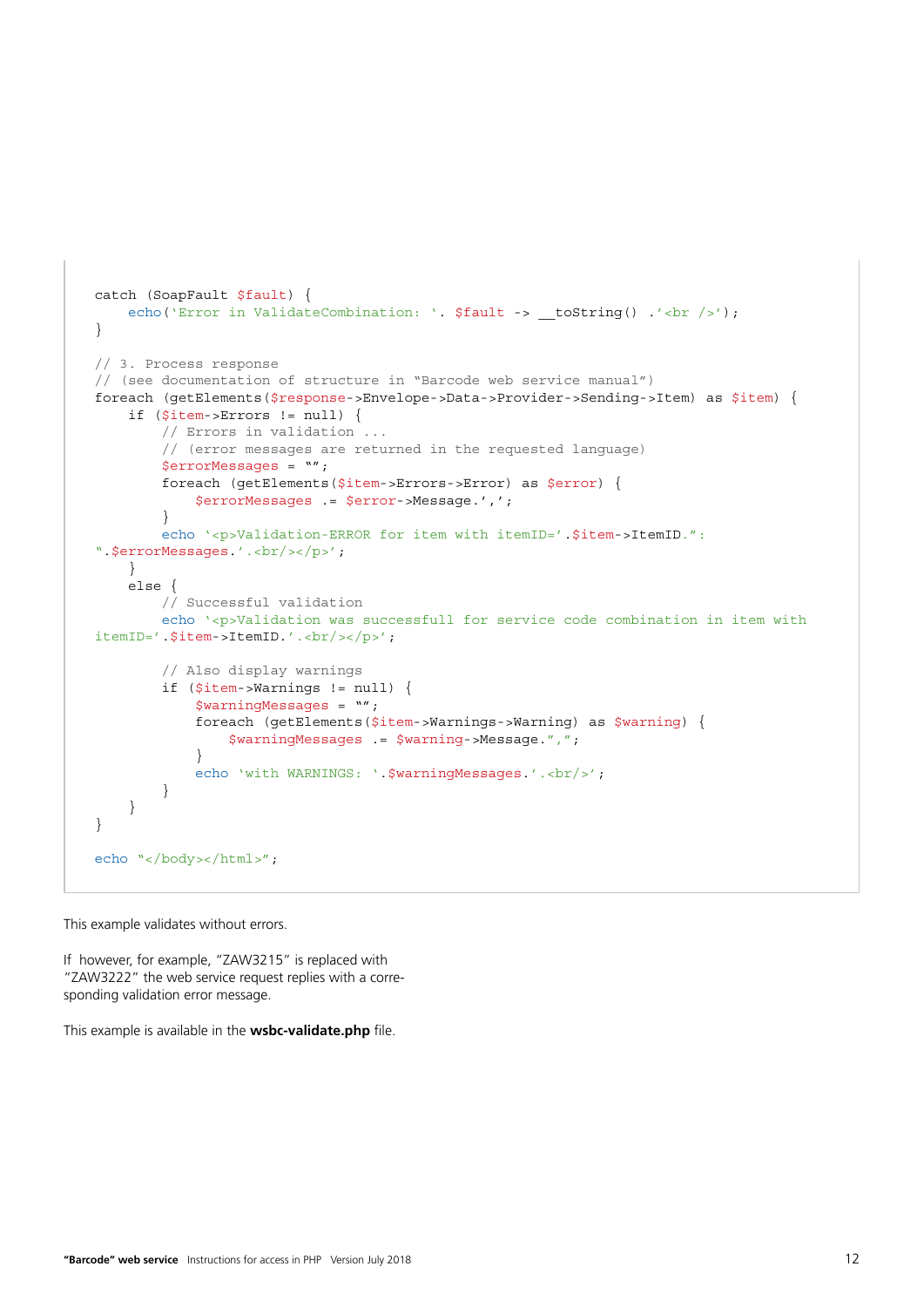```
catch (SoapFault $fault) {
    echo('Error in ValidateCombination: '. $fault -> __toString() .'<br />');
}

// 3. Process response
// (see documentation of structure in "Barcode web service manual")
foreach (getElements($response->Envelope->Data->Provider->Sending->Item) as $item) {
    if ($item->Errors != null) {
        // Errors in validation ...
        // (error messages are returned in the requested language)
        $errorMessages = "";
        foreach (getElements($item->Errors->Error) as $error) {
            $errorMessages .= $error->Message.',';
        }
        echo '<p>Validation-ERROR for item with itemID='.$item->ItemID.":
".$errorMessages.'.<br/></p>';
    }
    else {
        // Successful validation
        echo '<p>Validation was successfull for service code combination in item with
itemID='.$item->ItemID.'.<br/></p>';

        // Also display warnings
        if ($item->Warnings != null) {
            $warningMessages = "";
            foreach (getElements($item->Warnings->Warning) as $warning) {
                $warningMessages .= $warning->Message.",";
            }
            echo 'with WARNINGS: '.$warningMessages.'.<br/>';
        }
    }
}

echo "</body></html>";
```

This example validates without errors.

If however, for example, "ZAW3215" is replaced with "ZAW3222" the web service request replies with a corresponding validation error message.

This example is available in the **wsbc-validate.php** file.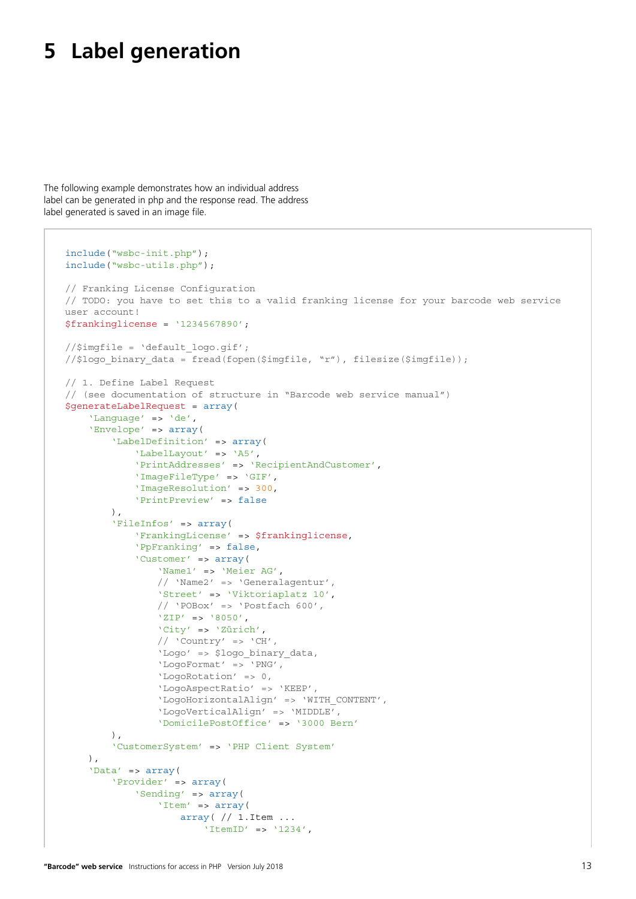# 5 Label generation

The following example demonstrates how an individual address label can be generated in php and the response read. The address label generated is saved in an image file.

```
include("wsbc-init.php");
include("wsbc-utils.php");

// Franking License Configuration
// TODO: you have to set this to a valid franking license for your barcode web service
user account!
$frankinglicense = '1234567890';

//$imgfile = 'default_logo.gif';
//$logo_binary_data = fread(fopen($imgfile, "r"), filesize($imgfile));

// 1. Define Label Request
// (see documentation of structure in "Barcode web service manual")
$generateLabelRequest = array(
    'Language' => 'de',
    'Envelope' => array(
        'LabelDefinition' => array(
            'LabelLayout' => 'A5',
            'PrintAddresses' => 'RecipientAndCustomer',
            'ImageFileType' => 'GIF',
            'ImageResolution' => 300,
            'PrintPreview' => false
        ),
        'FileInfos' => array(
            'FrankingLicense' => $frankinglicense,
            'PpFranking' => false,
            'Customer' => array(
                'Name1' => 'Meier AG',
                // 'Name2' => 'Generalagentur',
                'Street' => 'Viktoriaplatz 10',
                // 'POBox' => 'Postfach 600',
                'ZIP' => '8050',
                'City' => 'Zürich',
                // 'Country' => 'CH',
                'Logo' => $logo_binary_data,
                'LogoFormat' => 'PNG',
                'LogoRotation' => 0,
                'LogoAspectRatio' => 'KEEP',
                'LogoHorizontalAlign' => 'WITH_CONTENT',
                'LogoVerticalAlign' => 'MIDDLE',
                'DomicilePostOffice' => '3000 Bern'
        ),
        'CustomerSystem' => 'PHP Client System'
    ),
    'Data' => array(
        'Provider' => array(
            'Sending' => array(
                'Item' => array(
                    array( // 1.Item ...
                        'ItemID' => '1234',
```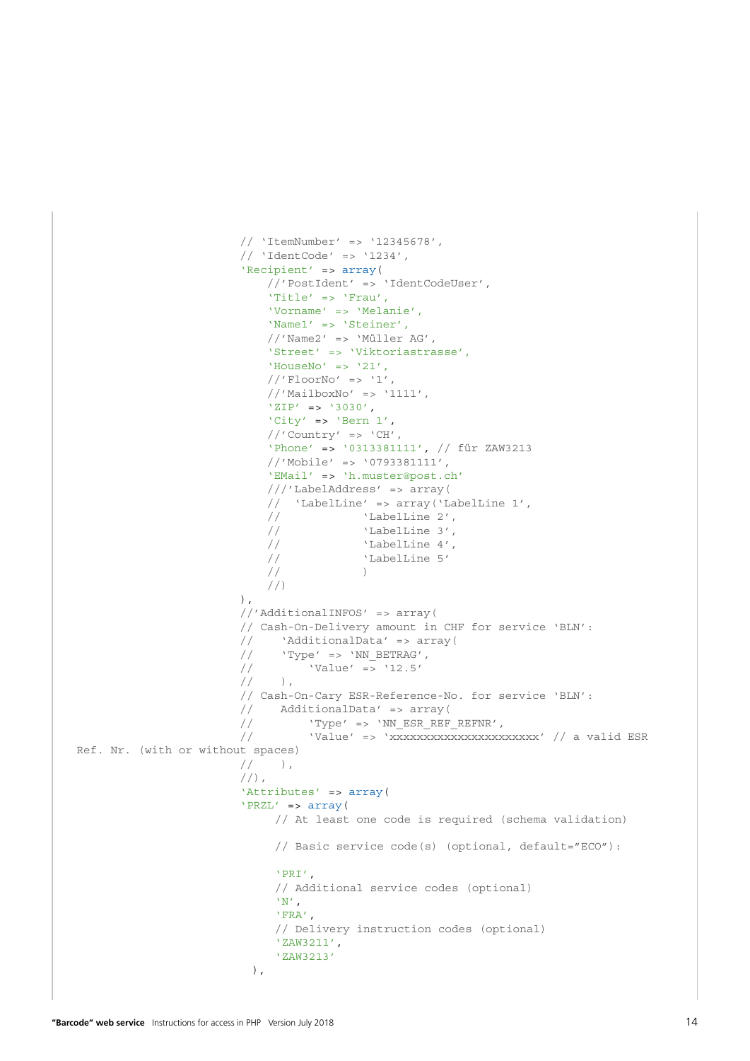```
                            // 'ItemNumber' => '12345678',
                            // 'IdentCode' => '1234',
                            'Recipient' => array(
                                //'PostIdent' => 'IdentCodeUser',
                                'Title' => 'Frau',
                                'Vorname' => 'Melanie',
                                'Name1' => 'Steiner',
                                //'Name2' => 'Müller AG',
                                'Street' => 'Viktoriastrasse',
                                'HouseNo' => '21',
                                //'FloorNo' => '1',
                                //'MailboxNo' => '1111',
                                'ZIP' => '3030',
                                'City' => 'Bern 1',
                                //'Country' => 'CH',
                                'Phone' => '0313381111', // für ZAW3213
                                //'Mobile' => '0793381111',
                                'EMail' => 'h.muster@post.ch'
                                ///'LabelAddress' => array(
                                //  'LabelLine' => array('LabelLine 1',
                                //              'LabelLine 2',
                                //              'LabelLine 3',
                                //              'LabelLine 4',
                                //              'LabelLine 5'
                                //              )
                                //)
                            ),
                            //'AdditionalINFOS' => array(
                            // Cash-On-Delivery amount in CHF for service 'BLN':
                            //    'AdditionalData' => array(
                            //    'Type' => 'NN_BETRAG',
                            //        'Value' => '12.5'
                            //    ),
                            // Cash-On-Cary ESR-Reference-No. for service 'BLN':
                            //    AdditionalData' => array(
                            //        'Type' => 'NN_ESR_REF_REFNR',
                            //        'Value' => 'xxxxxxxxxxxxxxxxxxxxxx' // a valid ESR
   Ref. Nr. (with or without spaces)
                            //    ),
                            //),
                            'Attributes' => array(
                            'PRZL' => array(
                                 // At least one code is required (schema validation)

                                 // Basic service code(s) (optional, default="ECO"):

                                 'PRI',
                                 // Additional service codes (optional)
                                 'N',
                                 'FRA',
                                 // Delivery instruction codes (optional)
                                 'ZAW3211',
                                 'ZAW3213'
                              ),
```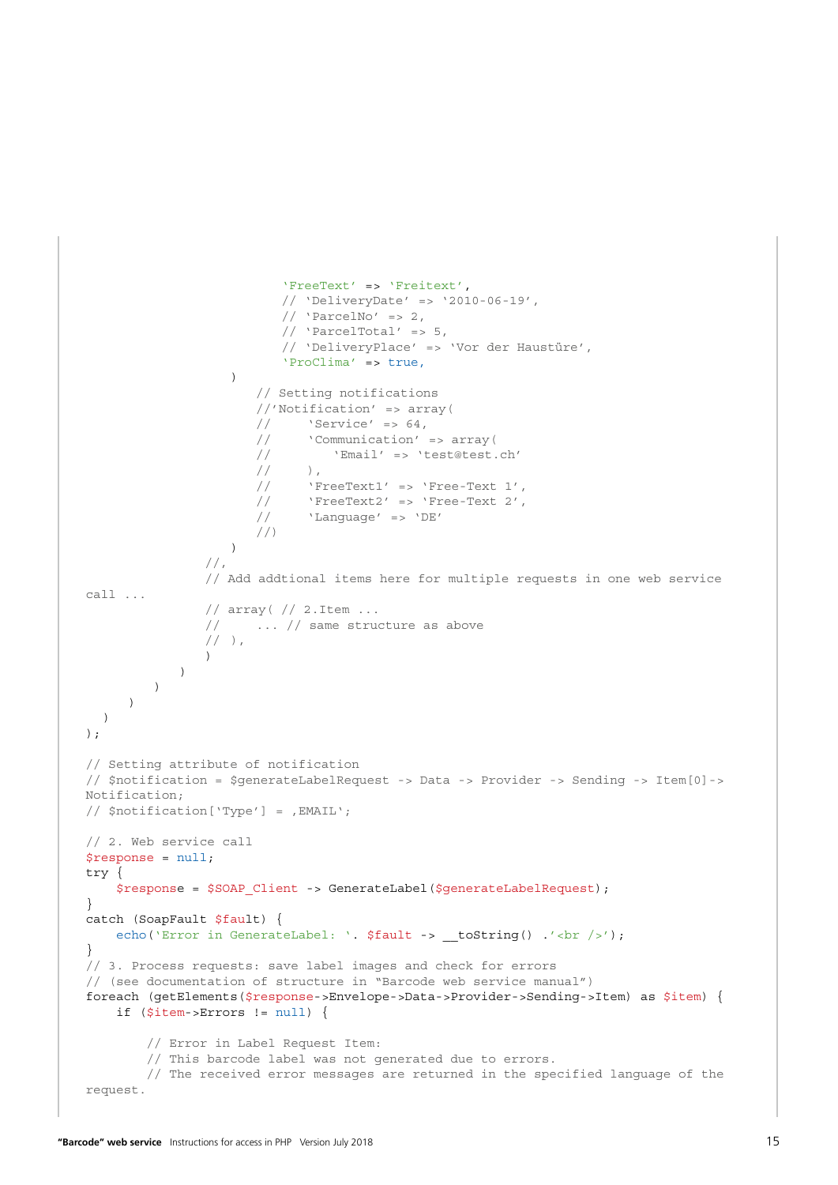```
                            'FreeText' => 'Freitext',
                            // 'DeliveryDate' => '2010-06-19',
                            // 'ParcelNo' => 2,
                            // 'ParcelTotal' => 5,
                            // 'DeliveryPlace' => 'Vor der Haustüre',
                            'ProClima' => true,
                        )
                        // Setting notifications
                        //'Notification' => array(
                        //     'Service' => 64,
                        //     'Communication' => array(
                        //         'Email' => 'test@test.ch'
                        //     ),
                        //     'FreeText1' => 'Free-Text 1',
                        //     'FreeText2' => 'Free-Text 2',
                        //     'Language' => 'DE'
                        //)
                    )
                //,
                // Add addtional items here for multiple requests in one web service
call ...
                // array( // 2.Item ...
                //     ... // same structure as above
                // ),
                )
            )
        )
    )
  )
);

// Setting attribute of notification
// $notification = $generateLabelRequest -> Data -> Provider -> Sending -> Item[0]->
Notification;
// $notification['Type'] = ,EMAIL';

// 2. Web service call
$response = null;
try {
    $response = $SOAP_Client -> GenerateLabel($generateLabelRequest);
}
catch (SoapFault $fault) {
    echo('Error in GenerateLabel: '. $fault -> __toString() .'<br />');
}
// 3. Process requests: save label images and check for errors
// (see documentation of structure in "Barcode web service manual")
foreach (getElements($response->Envelope->Data->Provider->Sending->Item) as $item) {
    if ($item->Errors != null) {

        // Error in Label Request Item:
        // This barcode label was not generated due to errors.
        // The received error messages are returned in the specified language of the
request.
```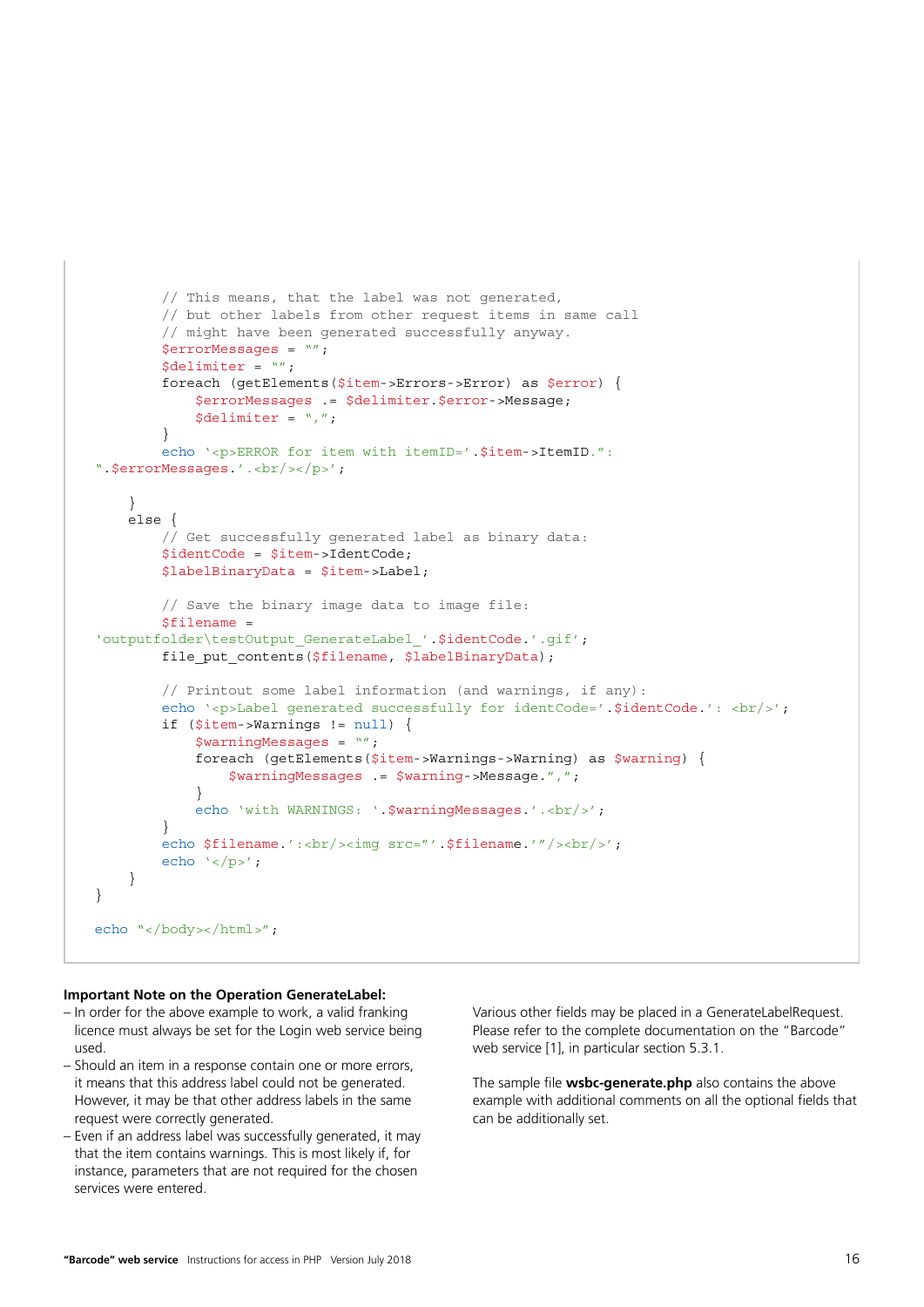```
        // This means, that the label was not generated,
        // but other labels from other request items in same call
        // might have been generated successfully anyway.
        $errorMessages = "";
        $delimiter = "";
        foreach (getElements($item->Errors->Error) as $error) {
            $errorMessages .= $delimiter.$error->Message;
            $delimiter = ",";
        }
        echo '<p>ERROR for item with itemID='.$item->ItemID.":
".$errorMessages.'<br/></p>';

    }
    else {
        // Get successfully generated label as binary data:
        $identCode = $item->IdentCode;
        $labelBinaryData = $item->Label;

        // Save the binary image data to image file:
        $filename =
'outputfolder\testOutput_GenerateLabel_'.$identCode.'.gif';
        file_put_contents($filename, $labelBinaryData);

        // Printout some label information (and warnings, if any):
        echo '<p>Label generated successfully for identCode='.$identCode.': <br/>';
        if ($item->Warnings != null) {
            $warningMessages = "";
            foreach (getElements($item->Warnings->Warning) as $warning) {
                $warningMessages .= $warning->Message.",";
            }
            echo 'with WARNINGS: '.$warningMessages.'<br/>';
        }
        echo $filename.':<br/><img src="'.$filename.'"/><br/>';
        echo '</p>';
    }
}

echo "</body></html>";
```

**Important Note on the Operation GenerateLabel:**

- In order for the above example to work, a valid franking licence must always be set for the Login web service being used.
- Should an item in a response contain one or more errors, it means that this address label could not be generated. However, it may be that other address labels in the same request were correctly generated.
- Even if an address label was successfully generated, it may that the item contains warnings. This is most likely if, for instance, parameters that are not required for the chosen services were entered.

Various other fields may be placed in a GenerateLabelRequest. Please refer to the complete documentation on the "Barcode" web service [1], in particular section 5.3.1.

The sample file **wsbc-generate.php** also contains the above example with additional comments on all the optional fields that can be additionally set.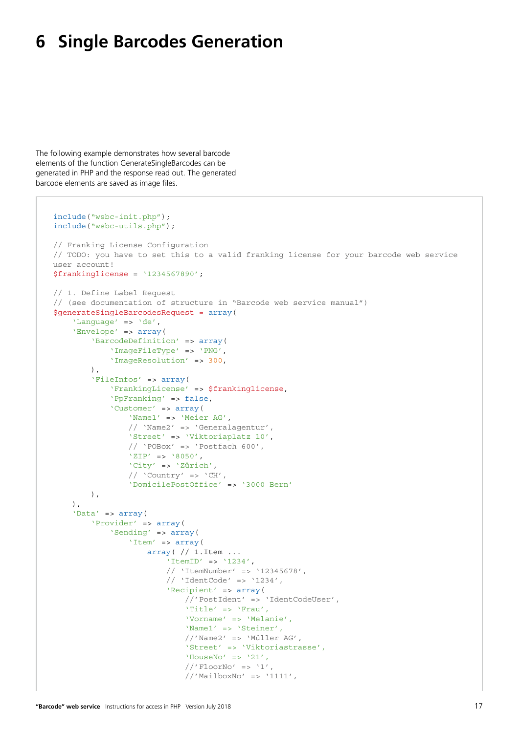# 6 Single Barcodes Generation

The following example demonstrates how several barcode elements of the function GenerateSingleBarcodes can be generated in PHP and the response read out. The generated barcode elements are saved as image files.

```
include("wsbc-init.php");
include("wsbc-utils.php");

// Franking License Configuration
// TODO: you have to set this to a valid franking license for your barcode web service
user account!
$frankinglicense = '1234567890';

// 1. Define Label Request
// (see documentation of structure in "Barcode web service manual")
$generateSingleBarcodesRequest = array(
    'Language' => 'de',
    'Envelope' => array(
        'BarcodeDefinition' => array(
            'ImageFileType' => 'PNG',
            'ImageResolution' => 300,
        ),
        'FileInfos' => array(
            'FrankingLicense' => $frankinglicense,
            'PpFranking' => false,
            'Customer' => array(
                'Name1' => 'Meier AG',
                // 'Name2' => 'Generalagentur',
                'Street' => 'Viktoriaplatz 10',
                // 'POBox' => 'Postfach 600',
                'ZIP' => '8050',
                'City' => 'Zürich',
                // 'Country' => 'CH',
                'DomicilePostOffice' => '3000 Bern'
        ),
    ),
    'Data' => array(
        'Provider' => array(
            'Sending' => array(
                'Item' => array(
                    array( // 1.Item ...
                        'ItemID' => '1234',
                        // 'ItemNumber' => '12345678',
                        // 'IdentCode' => '1234',
                        'Recipient' => array(
                            //'PostIdent' => 'IdentCodeUser',
                            'Title' => 'Frau',
                            'Vorname' => 'Melanie',
                            'Name1' => 'Steiner',
                            //'Name2' => 'Müller AG',
                            'Street' => 'Viktoriastrasse',
                            'HouseNo' => '21',
                            //'FloorNo' => '1',
                            //'MailboxNo' => '1111',
```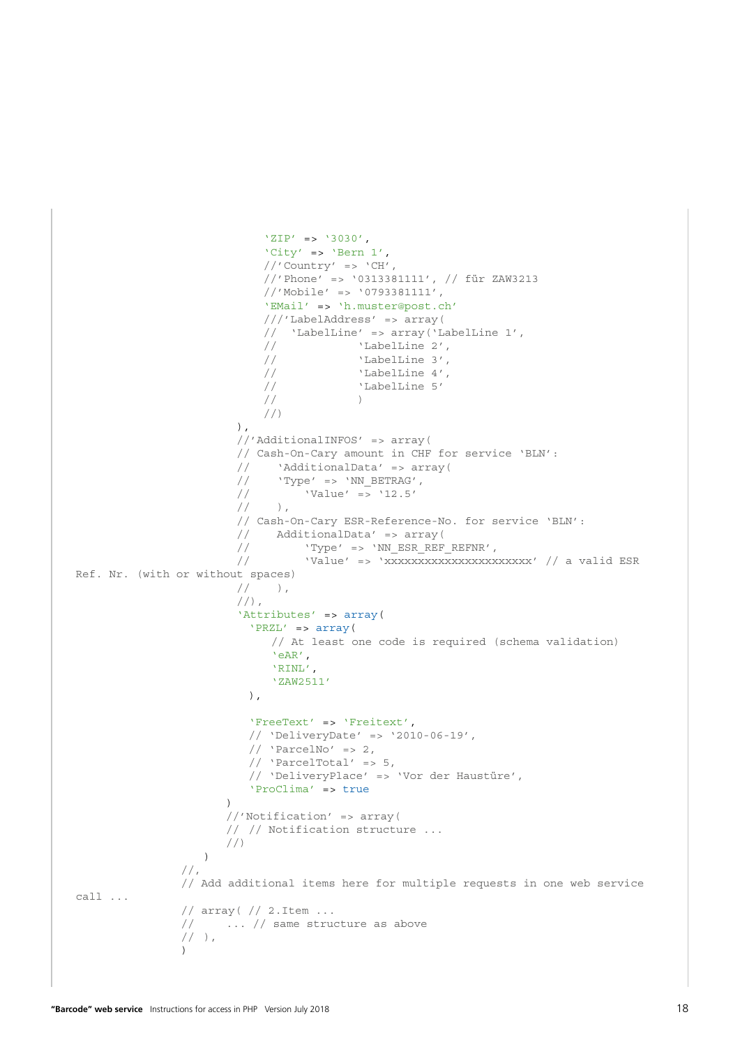```
                    'ZIP' => '3030',
                    'City' => 'Bern 1',
                    //'Country' => 'CH',
                    //'Phone' => '0313381111', // für ZAW3213
                    //'Mobile' => '0793381111',
                    'EMail' => 'h.muster@post.ch'
                    ///'LabelAddress' => array(
                    //  'LabelLine' => array('LabelLine 1',
                    //            'LabelLine 2',
                    //            'LabelLine 3',
                    //            'LabelLine 4',
                    //            'LabelLine 5'
                    //            )
                    //)
                ),
                //'AdditionalINFOS' => array(
                // Cash-On-Cary amount in CHF for service 'BLN':
                //    'AdditionalData' => array(
                //    'Type' => 'NN_BETRAG',
                //        'Value' => '12.5'
                //    ),
                // Cash-On-Cary ESR-Reference-No. for service 'BLN':
                //    AdditionalData' => array(
                //        'Type' => 'NN_ESR_REF_REFNR',
                //        'Value' => 'xxxxxxxxxxxxxxxxxxxxxx' // a valid ESR
Ref. Nr. (with or without spaces)
                //    ),
                //),
                'Attributes' => array(
                  'PRZL' => array(
                     // At least one code is required (schema validation)
                     'eAR',
                     'RINL',
                     'ZAW2511'
                  ),

                  'FreeText' => 'Freitext',
                  // 'DeliveryDate' => '2010-06-19',
                  // 'ParcelNo' => 2,
                  // 'ParcelTotal' => 5,
                  // 'DeliveryPlace' => 'Vor der Haustüre',
                  'ProClima' => true
                )
                //'Notification' => array(
                // // Notification structure ...
                //)
            )
        //,
        // Add additional items here for multiple requests in one web service
call ...
        // array( // 2.Item ...
        //     ... // same structure as above
        // ),
        )
```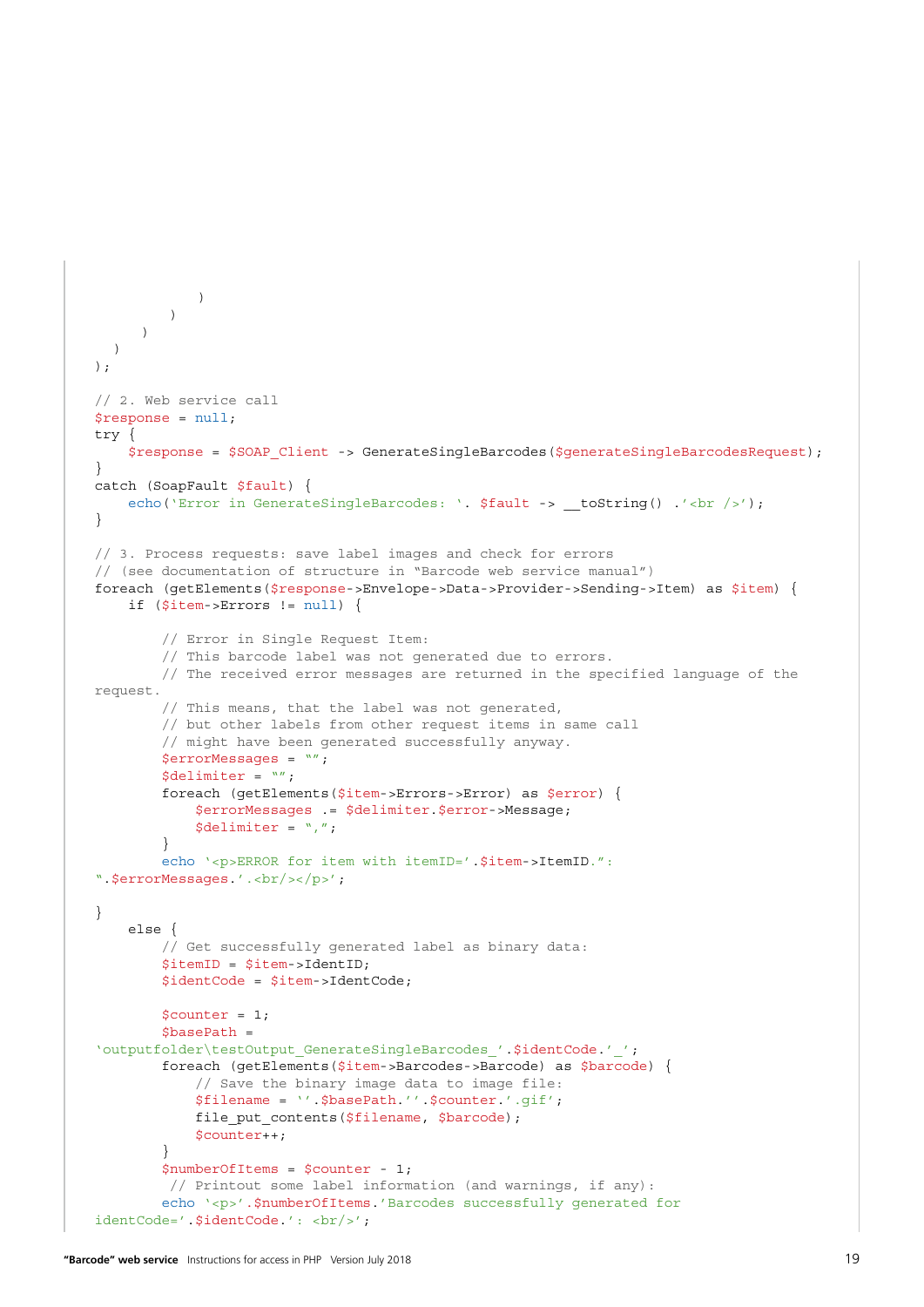```
                )
            )
        )
    )
);

// 2. Web service call
$response = null;
try {
    $response = $SOAP_Client -> GenerateSingleBarcodes($generateSingleBarcodesRequest);
}
catch (SoapFault $fault) {
    echo('Error in GenerateSingleBarcodes: '. $fault -> __toString() .'<br />');
}

// 3. Process requests: save label images and check for errors
// (see documentation of structure in "Barcode web service manual")
foreach (getElements($response->Envelope->Data->Provider->Sending->Item) as $item) {
    if ($item->Errors != null) {

        // Error in Single Request Item:
        // This barcode label was not generated due to errors.
        // The received error messages are returned in the specified language of the
request.
        // This means, that the label was not generated,
        // but other labels from other request items in same call
        // might have been generated successfully anyway.
        $errorMessages = "";
        $delimiter = "";
        foreach (getElements($item->Errors->Error) as $error) {
            $errorMessages .= $delimiter.$error->Message;
            $delimiter = ",";
        }
        echo '<p>ERROR for item with itemID='.$item->ItemID.":
".$errorMessages.'<br/></p>';

}
    else {
        // Get successfully generated label as binary data:
        $itemID = $item->IdentID;
        $identCode = $item->IdentCode;

        $counter = 1;
        $basePath =
'outputfolder\testOutput_GenerateSingleBarcodes_'.$identCode.'_';
        foreach (getElements($item->Barcodes->Barcode) as $barcode) {
            // Save the binary image data to image file:
            $filename = ''.$basePath.''.$counter.'.gif';
            file_put_contents($filename, $barcode);
            $counter++;
        }
        $numberOfItems = $counter - 1;
         // Printout some label information (and warnings, if any):
        echo '<p>'.$numberOfItems.'Barcodes successfully generated for
identCode='.$identCode.': <br/>';
```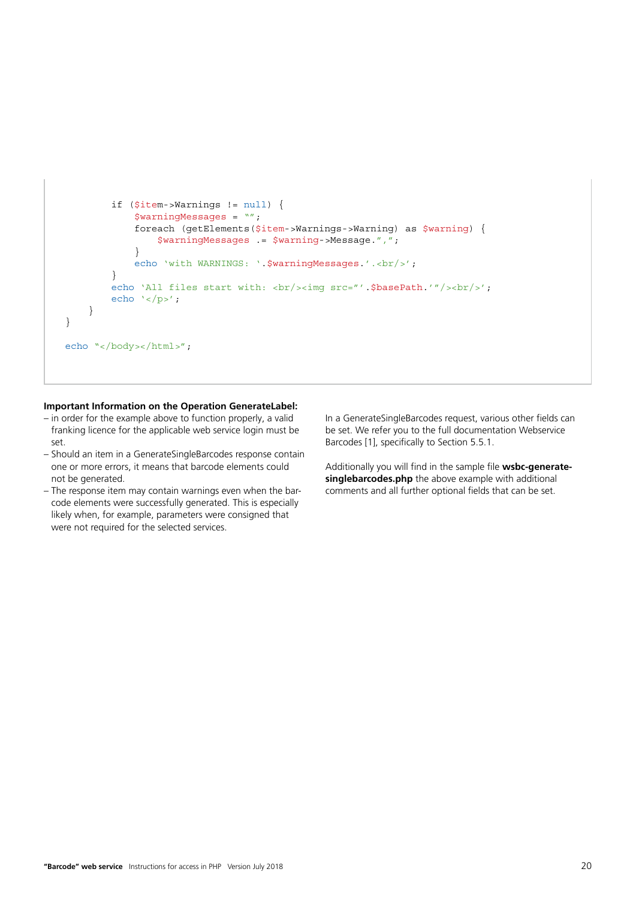```
        if ($item->Warnings != null) {
            $warningMessages = "";
            foreach (getElements($item->Warnings->Warning) as $warning) {
                $warningMessages .= $warning->Message.",";
            }
            echo 'with WARNINGS: '.$warningMessages.'.<br/>';
        }
        echo 'All files start with: <br/><img src="'.$basePath.'"/><br/>';
        echo '</p>';
    }
}

echo "</body></html>";
```

**Important Information on the Operation GenerateLabel:**

- in order for the example above to function properly, a valid franking licence for the applicable web service login must be set.
- Should an item in a GenerateSingleBarcodes response contain one or more errors, it means that barcode elements could not be generated.
- The response item may contain warnings even when the barcode elements were successfully generated. This is especially likely when, for example, parameters were consigned that were not required for the selected services.

In a GenerateSingleBarcodes request, various other fields can be set. We refer you to the full documentation Webservice Barcodes [1], specifically to Section 5.5.1.

Additionally you will find in the sample file **wsbc-generate-singlebarcodes.php** the above example with additional comments and all further optional fields that can be set.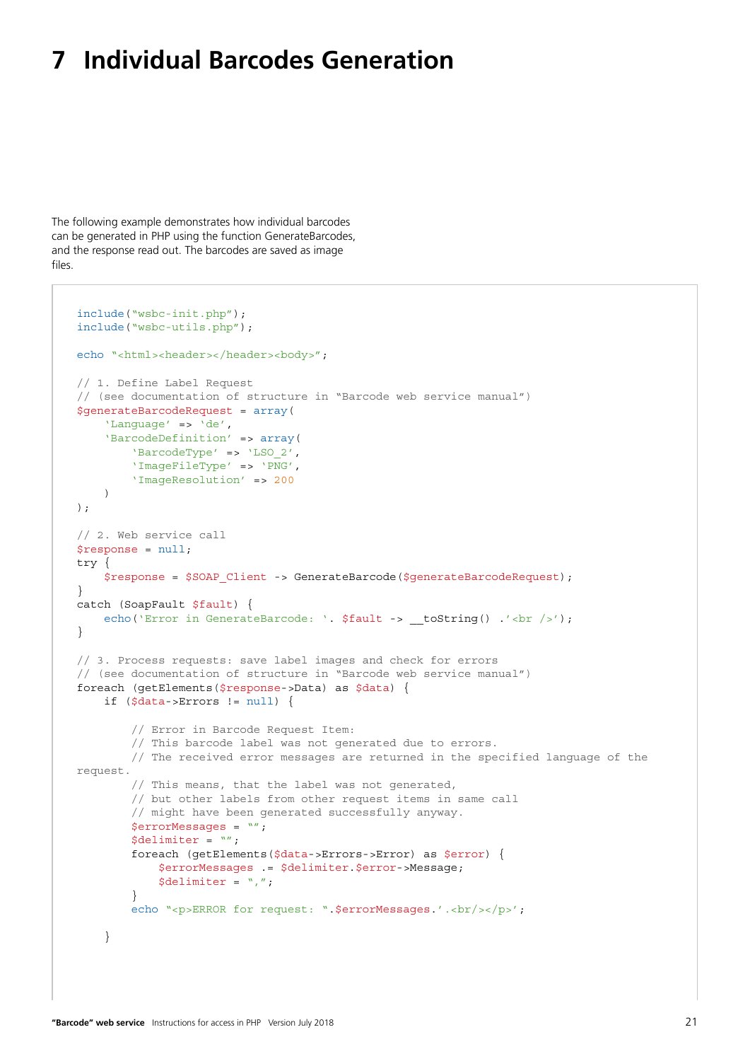# 7 Individual Barcodes Generation

The following example demonstrates how individual barcodes can be generated in PHP using the function GenerateBarcodes, and the response read out. The barcodes are saved as image files.

```
include("wsbc-init.php");
include("wsbc-utils.php");

echo "<html><header></header><body>";

// 1. Define Label Request
// (see documentation of structure in "Barcode web service manual")
$generateBarcodeRequest = array(
    'Language' => 'de',
    'BarcodeDefinition' => array(
        'BarcodeType' => 'LSO_2',
        'ImageFileType' => 'PNG',
        'ImageResolution' => 200
    )
);

// 2. Web service call
$response = null;
try {
    $response = $SOAP_Client -> GenerateBarcode($generateBarcodeRequest);
}
catch (SoapFault $fault) {
    echo('Error in GenerateBarcode: '. $fault -> __toString() .'<br />');
}

// 3. Process requests: save label images and check for errors
// (see documentation of structure in "Barcode web service manual")
foreach (getElements($response->Data) as $data) {
    if ($data->Errors != null) {

        // Error in Barcode Request Item:
        // This barcode label was not generated due to errors.
        // The received error messages are returned in the specified language of the 
request.
        // This means, that the label was not generated,
        // but other labels from other request items in same call
        // might have been generated successfully anyway.
        $errorMessages = "";
        $delimiter = "";
        foreach (getElements($data->Errors->Error) as $error) {
            $errorMessages .= $delimiter.$error->Message;
            $delimiter = ",";
        }
        echo "<p>ERROR for request: ".$errorMessages.'.<br/></p>';

    }
```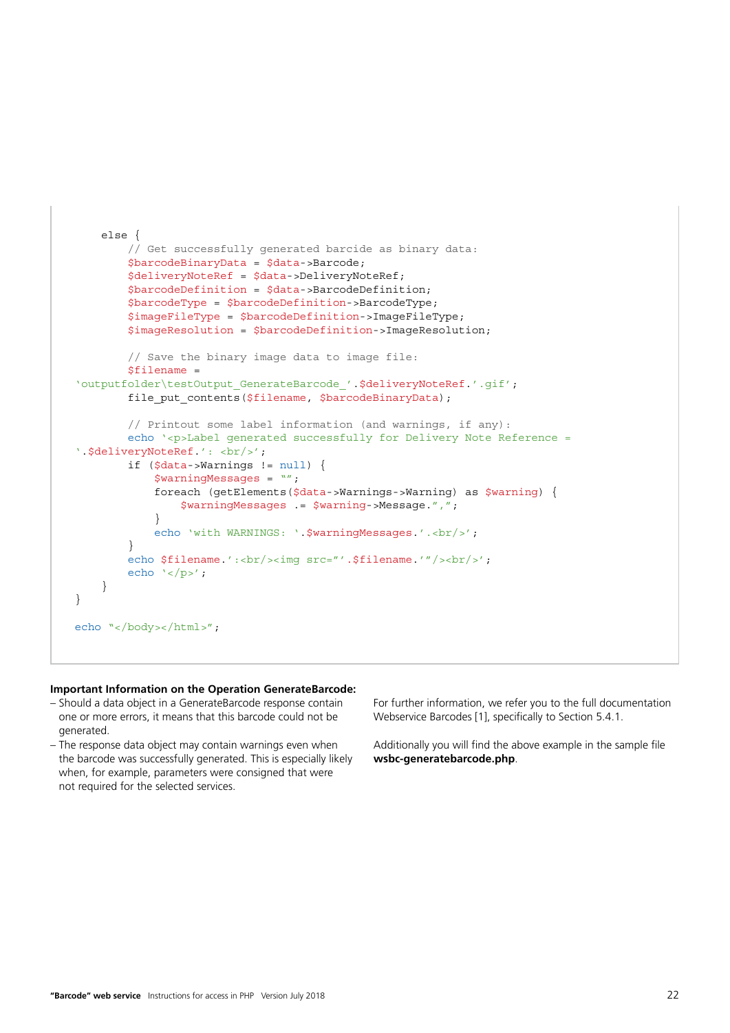```
    else {
        // Get successfully generated barcide as binary data:
        $barcodeBinaryData = $data->Barcode;
        $deliveryNoteRef = $data->DeliveryNoteRef;
        $barcodeDefinition = $data->BarcodeDefinition;
        $barcodeType = $barcodeDefinition->BarcodeType;
        $imageFileType = $barcodeDefinition->ImageFileType;
        $imageResolution = $barcodeDefinition->ImageResolution;

        // Save the binary image data to image file:
        $filename =
'outputfolder\testOutput_GenerateBarcode_'.$deliveryNoteRef.'.gif';
        file_put_contents($filename, $barcodeBinaryData);

        // Printout some label information (and warnings, if any):
        echo '<p>Label generated successfully for Delivery Note Reference =
'.$deliveryNoteRef.': <br/>';
        if ($data->Warnings != null) {
            $warningMessages = "";
            foreach (getElements($data->Warnings->Warning) as $warning) {
                $warningMessages .= $warning->Message.",";
            }
            echo 'with WARNINGS: '.$warningMessages.'.<br/>';
        }
        echo $filename.':<br/><img src="'.$filename.'"/><br/>';
        echo '</p>';
    }
}

echo "</body></html>";
```

**Important Information on the Operation GenerateBarcode:**

– Should a data object in a GenerateBarcode response contain one or more errors, it means that this barcode could not be generated.
– The response data object may contain warnings even when the barcode was successfully generated. This is especially likely when, for example, parameters were consigned that were not required for the selected services.

For further information, we refer you to the full documentation Webservice Barcodes [1], specifically to Section 5.4.1.

Additionally you will find the above example in the sample file **wsbc-generatebarcode.php**.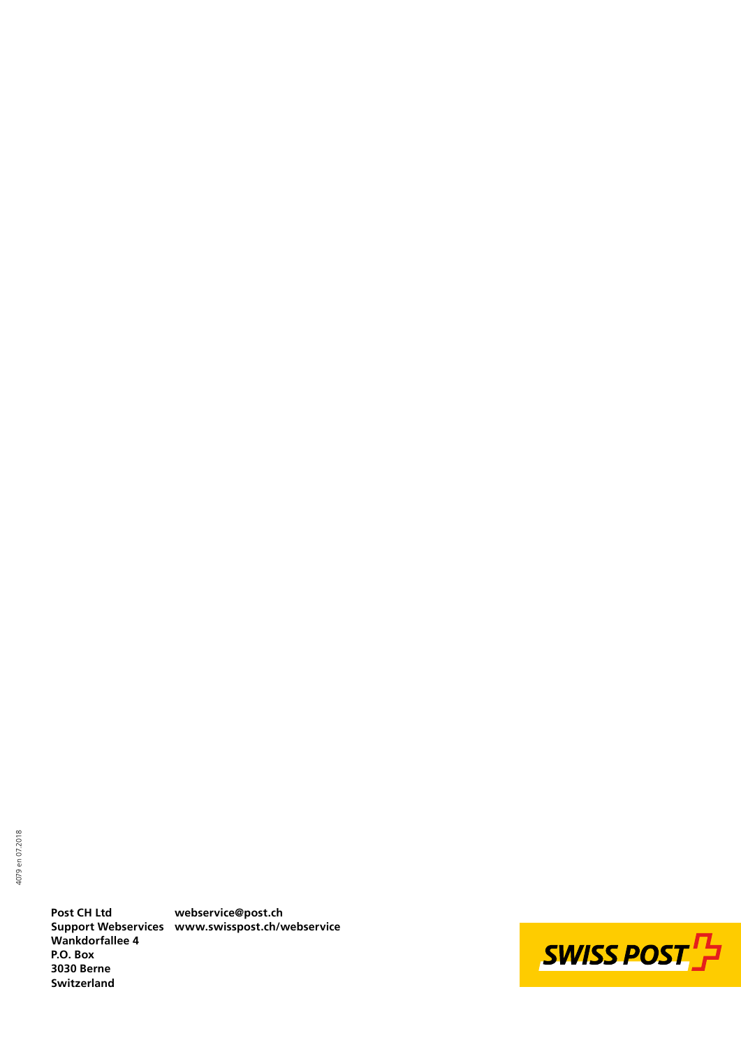4079 en 07.2018

**Post CH Ltd**
**Support Webservices**
**Wankdorfallee 4**
**P.O. Box**
**3030 Berne**
**Switzerland**

**webservice@post.ch**
**www.swisspost.ch/webservice**

SWISS POST